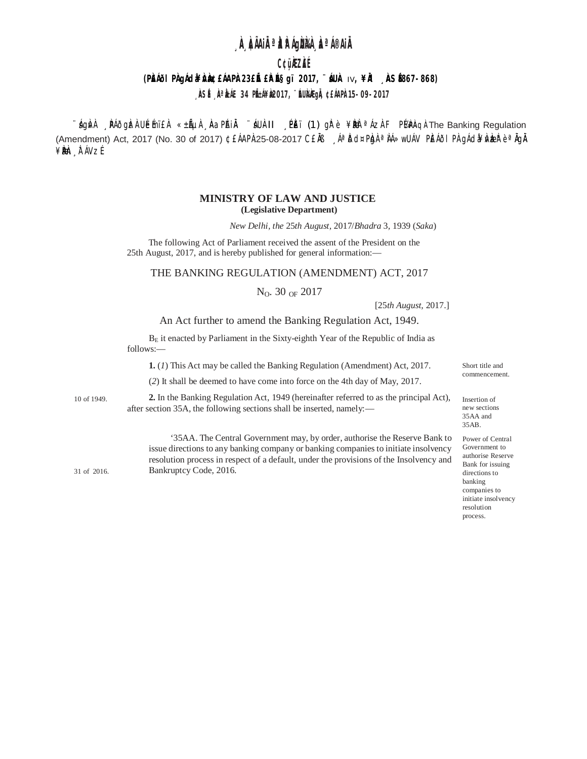¸ÀA¸À¢ÃAiÀÄ ªÀåªÀºÁgÀUÀ¼À ¸ÀaªÁ®AiÀÄ

C¢ü¸ÀÆZÀ£É

(PÀ£ÁðlPÀ gÁdå¥ÀvÀæ ¢£ÁAPÀ 23£ÉÃ £ÀªÉA§gï 2017, ¨sÁUÀ IV, ¥ÀÄl ¸ÀASÉå 867-868)

¸ÀASÉå ¸ÀAªÀå±ÁE 34 PÉñÁ¥Àæ 2017, ¨ÉAUÀ¼ÀÆgÀÄ, ¢£ÁAPÀ 15-09-2017

¨sÁgÀvÀ ¸ÀPÁðgÀzÀ UÉeÉmï£À «±ÉÃµÀ ¸ÀAaPÉAiÀÄ ¨sÁUÀ II ¸ÉPÀë£ï (1) gÀ°è ¥ÀæPÀlªÁzÀ F PɼÀPÀAqÀ The Banking Regulation (Amendment) Act, 2017 (No. 30 of 2017) ¢£ÁAPÀ 25-08-2017 C£ÀÄß ¸ÁªÀðd¤PÀgÀ ªÀiÁ»wUÁV PÀ£ÁðlPÀ gÁdå¥ÀvÀæzÀ°è ªÀÄgÀÄ ¥ÀæPÀn¸À¯ÁVzÉ

## MINISTRY OF LAW AND JUSTICE

**(Legislative Department)**

*New Delhi, the* 25*th August,* 2017/*Bhadra* 3, 1939 (*Saka*)

The following Act of Parliament received the assent of the President on the 25th August, 2017, and is hereby published for general information:—

## THE BANKING REGULATION (AMENDMENT) ACT, 2017

NO. 30 OF 2017

[25*th August,* 2017.]

An Act further to amend the Banking Regulation Act, 1949.

BE it enacted by Parliament in the Sixty-eighth Year of the Republic of India as follows:—

*Short title and commencement.*

**1.** (*1*) This Act may be called the Banking Regulation (Amendment) Act, 2017.

(*2*) It shall be deemed to have come into force on the 4th day of May, 2017.

*Insertion of new sections 35AA and 35AB.*

*10 of 1949.*

**2.** In the Banking Regulation Act, 1949 (hereinafter referred to as the principal Act), after section 35A, the following sections shall be inserted, namely:—

*Power of Central Government to authorise Reserve Bank for issuing directions to banking companies to initiate insolvency resolution process.*

*31 of 2016.*

'35AA. The Central Government may, by order, authorise the Reserve Bank to issue directions to any banking company or banking companies to initiate insolvency resolution process in respect of a default, under the provisions of the Insolvency and Bankruptcy Code, 2016.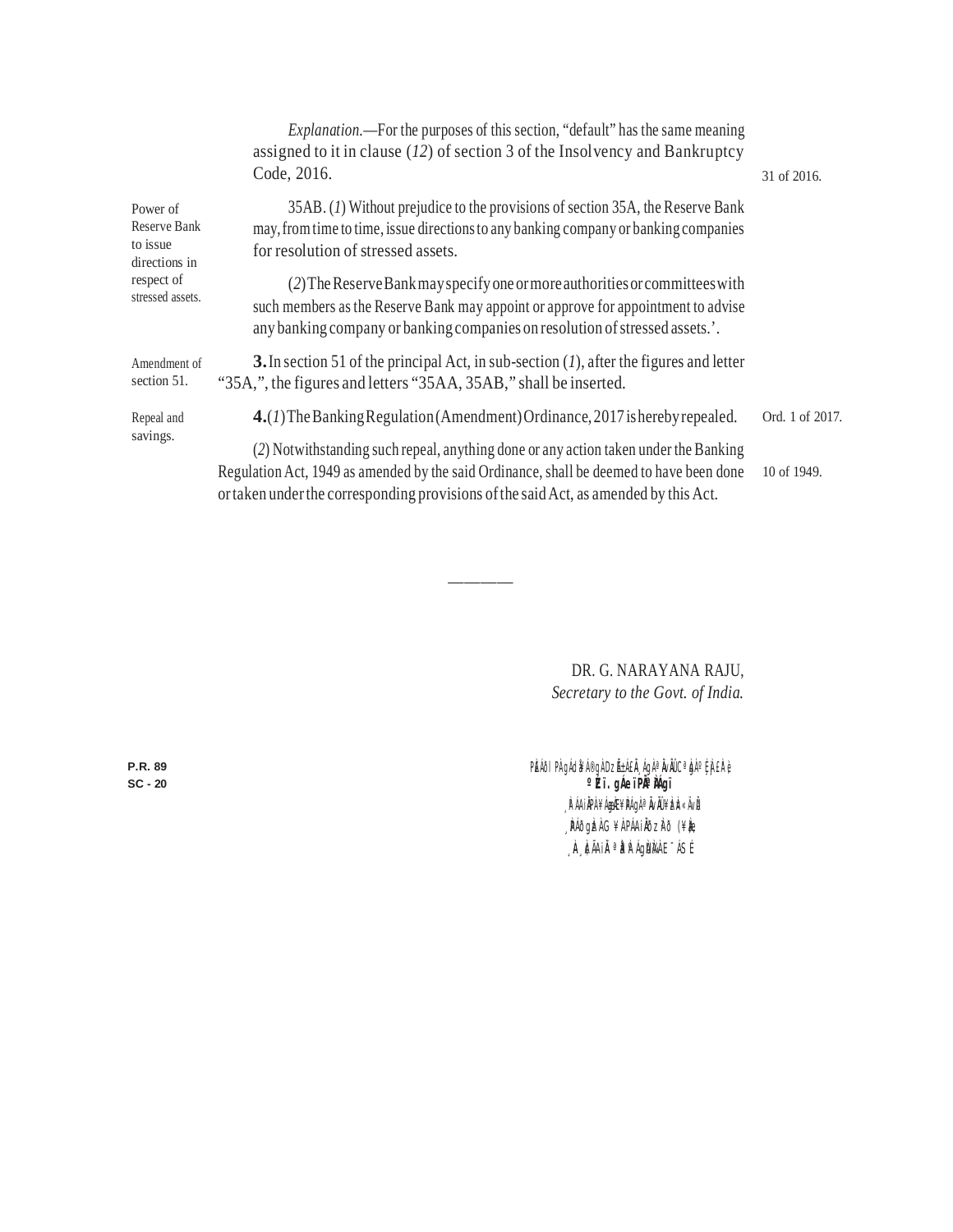*Explanation.*—For the purposes of this section, "default" has the same meaning assigned to it in clause (*12*) of section 3 of the Insolvency and Bankruptcy Code, 2016. 31 of 2016.

Power of Reserve Bank to issue directions in respect of stressed assets.

35AB. (*1*) Without prejudice to the provisions of section 35A, the Reserve Bank may, from time to time, issue directions to any banking company or banking companies for resolution of stressed assets.

(*2*) The Reserve Bank may specify one or more authorities or committees with such members as the Reserve Bank may appoint or approve for appointment to advise any banking company or banking companies on resolution of stressed assets.'.

Amendment of section 51.

**3.** In section 51 of the principal Act, in sub-section (*1*), after the figures and letter "35A,", the figures and letters "35AA, 35AB," shall be inserted.

Repeal and savings.

**4.** (*1*) The Banking Regulation (Amendment) Ordinance, 2017 is hereby repealed. Ord. 1 of 2017.

(*2*) Notwithstanding such repeal, anything done or any action taken under the Banking Regulation Act, 1949 as amended by the said Ordinance, shall be deemed to have been done or taken under the corresponding provisions of the said Act, as amended by this Act. 10 of 1949.

———

DR. G. NARAYANA RAJU,
*Secretary to the Govt. of India.*

P.R. 89
SC - 20